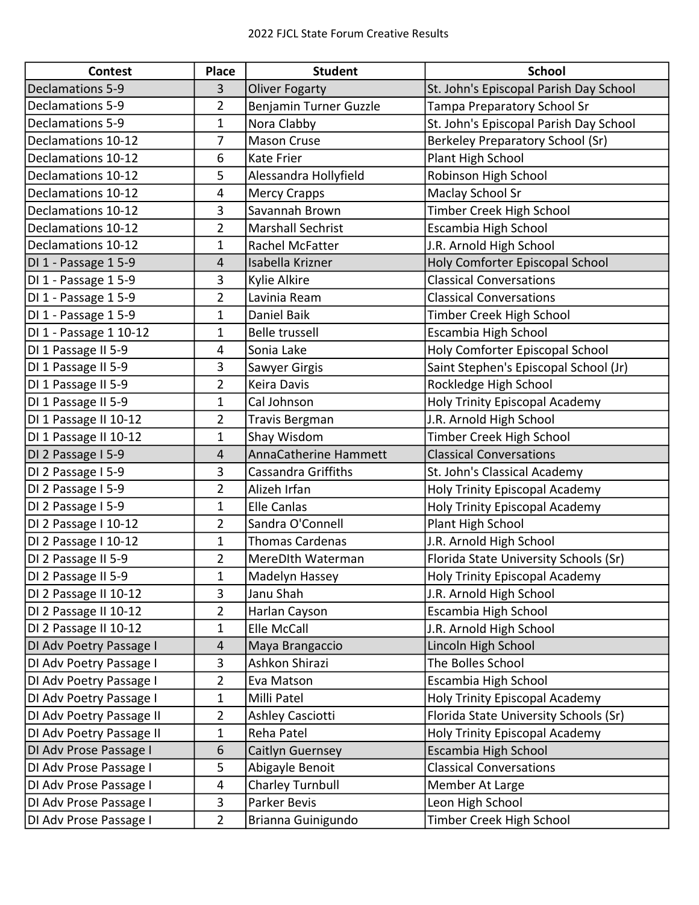# 2022 FJCL State Forum Creative Results

| Contest | Place | Student | School |
|---|---|---|---|
| Declamations 5-9 | 3 | Oliver Fogarty | St. John's Episcopal Parish Day School |
| Declamations 5-9 | 2 | Benjamin Turner Guzzle | Tampa Preparatory School Sr |
| Declamations 5-9 | 1 | Nora Clabby | St. John's Episcopal Parish Day School |
| Declamations 10-12 | 7 | Mason Cruse | Berkeley Preparatory School (Sr) |
| Declamations 10-12 | 6 | Kate Frier | Plant High School |
| Declamations 10-12 | 5 | Alessandra Hollyfield | Robinson High School |
| Declamations 10-12 | 4 | Mercy Crapps | Maclay School Sr |
| Declamations 10-12 | 3 | Savannah Brown | Timber Creek High School |
| Declamations 10-12 | 2 | Marshall Sechrist | Escambia High School |
| Declamations 10-12 | 1 | Rachel McFatter | J.R. Arnold High School |
| DI 1 - Passage 1 5-9 | 4 | Isabella Krizner | Holy Comforter Episcopal School |
| DI 1 - Passage 1 5-9 | 3 | Kylie Alkire | Classical Conversations |
| DI 1 - Passage 1 5-9 | 2 | Lavinia Ream | Classical Conversations |
| DI 1 - Passage 1 5-9 | 1 | Daniel Baik | Timber Creek High School |
| DI 1 - Passage 1 10-12 | 1 | Belle trussell | Escambia High School |
| DI 1 Passage II 5-9 | 4 | Sonia Lake | Holy Comforter Episcopal School |
| DI 1 Passage II 5-9 | 3 | Sawyer Girgis | Saint Stephen's Episcopal School (Jr) |
| DI 1 Passage II 5-9 | 2 | Keira Davis | Rockledge High School |
| DI 1 Passage II 5-9 | 1 | Cal Johnson | Holy Trinity Episcopal Academy |
| DI 1 Passage II 10-12 | 2 | Travis Bergman | J.R. Arnold High School |
| DI 1 Passage II 10-12 | 1 | Shay Wisdom | Timber Creek High School |
| DI 2 Passage I 5-9 | 4 | AnnaCatherine Hammett | Classical Conversations |
| DI 2 Passage I 5-9 | 3 | Cassandra Griffiths | St. John's Classical Academy |
| DI 2 Passage I 5-9 | 2 | Alizeh Irfan | Holy Trinity Episcopal Academy |
| DI 2 Passage I 5-9 | 1 | Elle Canlas | Holy Trinity Episcopal Academy |
| DI 2 Passage I 10-12 | 2 | Sandra O'Connell | Plant High School |
| DI 2 Passage I 10-12 | 1 | Thomas Cardenas | J.R. Arnold High School |
| DI 2 Passage II 5-9 | 2 | MereDIth Waterman | Florida State University Schools (Sr) |
| DI 2 Passage II 5-9 | 1 | Madelyn Hassey | Holy Trinity Episcopal Academy |
| DI 2 Passage II 10-12 | 3 | Janu Shah | J.R. Arnold High School |
| DI 2 Passage II 10-12 | 2 | Harlan Cayson | Escambia High School |
| DI 2 Passage II 10-12 | 1 | Elle McCall | J.R. Arnold High School |
| DI Adv Poetry Passage I | 4 | Maya Brangaccio | Lincoln High School |
| DI Adv Poetry Passage I | 3 | Ashkon Shirazi | The Bolles School |
| DI Adv Poetry Passage I | 2 | Eva Matson | Escambia High School |
| DI Adv Poetry Passage I | 1 | Milli Patel | Holy Trinity Episcopal Academy |
| DI Adv Poetry Passage II | 2 | Ashley Casciotti | Florida State University Schools (Sr) |
| DI Adv Poetry Passage II | 1 | Reha Patel | Holy Trinity Episcopal Academy |
| DI Adv Prose Passage I | 6 | Caitlyn Guernsey | Escambia High School |
| DI Adv Prose Passage I | 5 | Abigayle Benoit | Classical Conversations |
| DI Adv Prose Passage I | 4 | Charley Turnbull | Member At Large |
| DI Adv Prose Passage I | 3 | Parker Bevis | Leon High School |
| DI Adv Prose Passage I | 2 | Brianna Guinigundo | Timber Creek High School |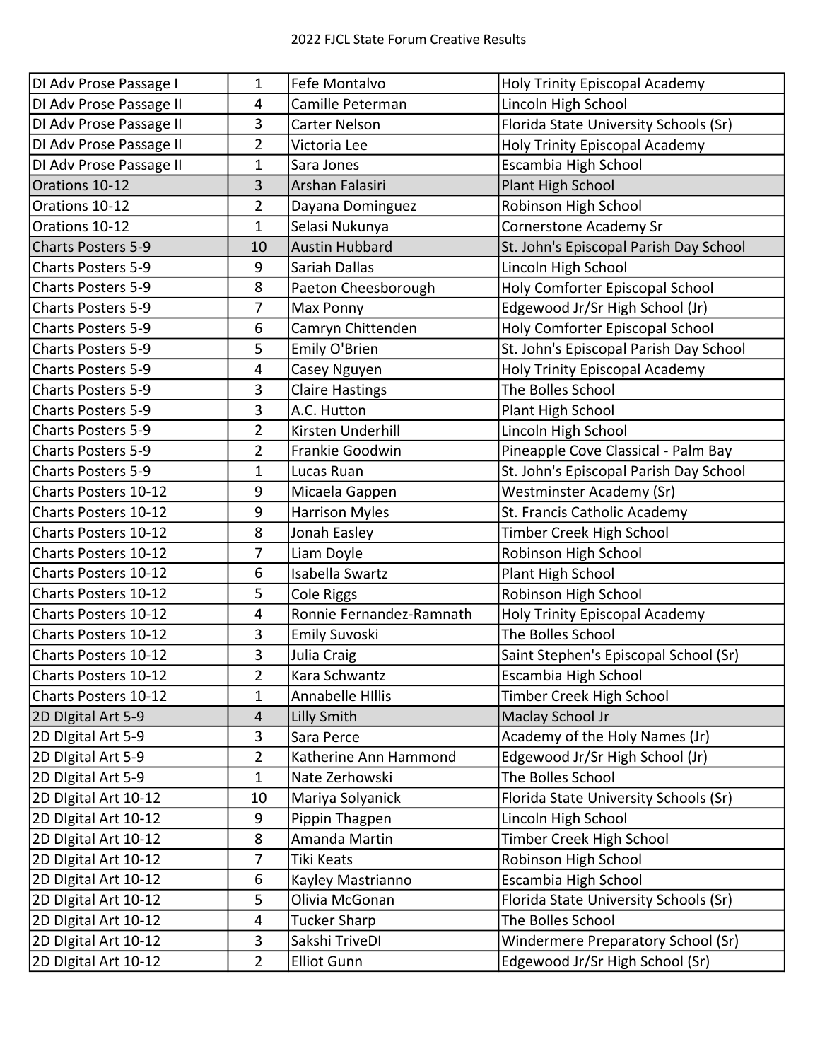| DI Adv Prose Passage I | 1 | Fefe Montalvo | Holy Trinity Episcopal Academy |
| --- | --- | --- | --- |
| DI Adv Prose Passage II | 4 | Camille Peterman | Lincoln High School |
| DI Adv Prose Passage II | 3 | Carter Nelson | Florida State University Schools (Sr) |
| DI Adv Prose Passage II | 2 | Victoria Lee | Holy Trinity Episcopal Academy |
| DI Adv Prose Passage II | 1 | Sara Jones | Escambia High School |
| Orations 10-12 | 3 | Arshan Falasiri | Plant High School |
| Orations 10-12 | 2 | Dayana Dominguez | Robinson High School |
| Orations 10-12 | 1 | Selasi Nukunya | Cornerstone Academy Sr |
| Charts Posters 5-9 | 10 | Austin Hubbard | St. John's Episcopal Parish Day School |
| Charts Posters 5-9 | 9 | Sariah Dallas | Lincoln High School |
| Charts Posters 5-9 | 8 | Paeton Cheesborough | Holy Comforter Episcopal School |
| Charts Posters 5-9 | 7 | Max Ponny | Edgewood Jr/Sr High School (Jr) |
| Charts Posters 5-9 | 6 | Camryn Chittenden | Holy Comforter Episcopal School |
| Charts Posters 5-9 | 5 | Emily O'Brien | St. John's Episcopal Parish Day School |
| Charts Posters 5-9 | 4 | Casey Nguyen | Holy Trinity Episcopal Academy |
| Charts Posters 5-9 | 3 | Claire Hastings | The Bolles School |
| Charts Posters 5-9 | 3 | A.C. Hutton | Plant High School |
| Charts Posters 5-9 | 2 | Kirsten Underhill | Lincoln High School |
| Charts Posters 5-9 | 2 | Frankie Goodwin | Pineapple Cove Classical - Palm Bay |
| Charts Posters 5-9 | 1 | Lucas Ruan | St. John's Episcopal Parish Day School |
| Charts Posters 10-12 | 9 | Micaela Gappen | Westminster Academy (Sr) |
| Charts Posters 10-12 | 9 | Harrison Myles | St. Francis Catholic Academy |
| Charts Posters 10-12 | 8 | Jonah Easley | Timber Creek High School |
| Charts Posters 10-12 | 7 | Liam Doyle | Robinson High School |
| Charts Posters 10-12 | 6 | Isabella Swartz | Plant High School |
| Charts Posters 10-12 | 5 | Cole Riggs | Robinson High School |
| Charts Posters 10-12 | 4 | Ronnie Fernandez-Ramnath | Holy Trinity Episcopal Academy |
| Charts Posters 10-12 | 3 | Emily Suvoski | The Bolles School |
| Charts Posters 10-12 | 3 | Julia Craig | Saint Stephen's Episcopal School (Sr) |
| Charts Posters 10-12 | 2 | Kara Schwantz | Escambia High School |
| Charts Posters 10-12 | 1 | Annabelle HIllis | Timber Creek High School |
| 2D DIgital Art 5-9 | 4 | Lilly Smith | Maclay School Jr |
| 2D DIgital Art 5-9 | 3 | Sara Perce | Academy of the Holy Names (Jr) |
| 2D DIgital Art 5-9 | 2 | Katherine Ann Hammond | Edgewood Jr/Sr High School (Jr) |
| 2D DIgital Art 5-9 | 1 | Nate Zerhowski | The Bolles School |
| 2D DIgital Art 10-12 | 10 | Mariya Solyanick | Florida State University Schools (Sr) |
| 2D DIgital Art 10-12 | 9 | Pippin Thagpen | Lincoln High School |
| 2D DIgital Art 10-12 | 8 | Amanda Martin | Timber Creek High School |
| 2D DIgital Art 10-12 | 7 | Tiki Keats | Robinson High School |
| 2D DIgital Art 10-12 | 6 | Kayley Mastrianno | Escambia High School |
| 2D DIgital Art 10-12 | 5 | Olivia McGonan | Florida State University Schools (Sr) |
| 2D DIgital Art 10-12 | 4 | Tucker Sharp | The Bolles School |
| 2D DIgital Art 10-12 | 3 | Sakshi TriveDI | Windermere Preparatory School (Sr) |
| 2D DIgital Art 10-12 | 2 | Elliot Gunn | Edgewood Jr/Sr High School (Sr) |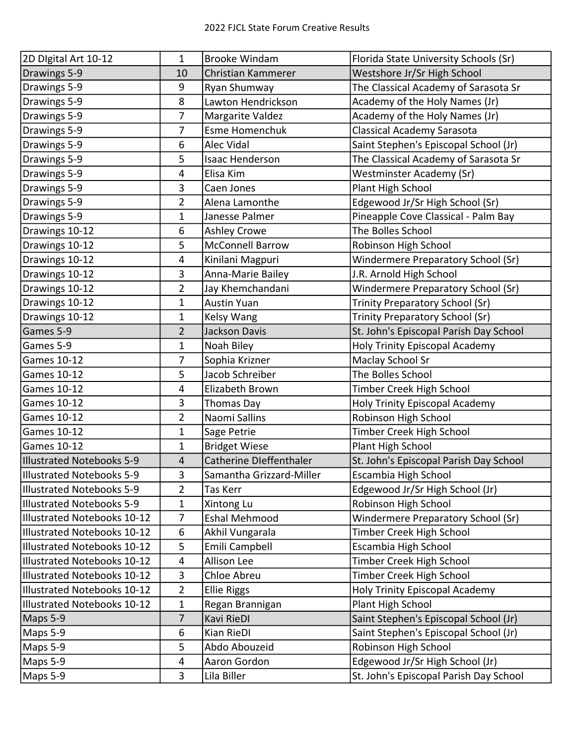| 2D DIgital Art 10-12 | 1 | Brooke Windam | Florida State University Schools (Sr) |
|---|---|---|---|
| Drawings 5-9 | 10 | Christian Kammerer | Westshore Jr/Sr High School |
| Drawings 5-9 | 9 | Ryan Shumway | The Classical Academy of Sarasota Sr |
| Drawings 5-9 | 8 | Lawton Hendrickson | Academy of the Holy Names (Jr) |
| Drawings 5-9 | 7 | Margarite Valdez | Academy of the Holy Names (Jr) |
| Drawings 5-9 | 7 | Esme Homenchuk | Classical Academy Sarasota |
| Drawings 5-9 | 6 | Alec Vidal | Saint Stephen's Episcopal School (Jr) |
| Drawings 5-9 | 5 | Isaac Henderson | The Classical Academy of Sarasota Sr |
| Drawings 5-9 | 4 | Elisa Kim | Westminster Academy (Sr) |
| Drawings 5-9 | 3 | Caen Jones | Plant High School |
| Drawings 5-9 | 2 | Alena Lamonthe | Edgewood Jr/Sr High School (Sr) |
| Drawings 5-9 | 1 | Janesse Palmer | Pineapple Cove Classical - Palm Bay |
| Drawings 10-12 | 6 | Ashley Crowe | The Bolles School |
| Drawings 10-12 | 5 | McConnell Barrow | Robinson High School |
| Drawings 10-12 | 4 | Kinilani Magpuri | Windermere Preparatory School (Sr) |
| Drawings 10-12 | 3 | Anna-Marie Bailey | J.R. Arnold High School |
| Drawings 10-12 | 2 | Jay Khemchandani | Windermere Preparatory School (Sr) |
| Drawings 10-12 | 1 | Austin Yuan | Trinity Preparatory School (Sr) |
| Drawings 10-12 | 1 | Kelsy Wang | Trinity Preparatory School (Sr) |
| Games 5-9 | 2 | Jackson Davis | St. John's Episcopal Parish Day School |
| Games 5-9 | 1 | Noah Biley | Holy Trinity Episcopal Academy |
| Games 10-12 | 7 | Sophia Krizner | Maclay School Sr |
| Games 10-12 | 5 | Jacob Schreiber | The Bolles School |
| Games 10-12 | 4 | Elizabeth Brown | Timber Creek High School |
| Games 10-12 | 3 | Thomas Day | Holy Trinity Episcopal Academy |
| Games 10-12 | 2 | Naomi Sallins | Robinson High School |
| Games 10-12 | 1 | Sage Petrie | Timber Creek High School |
| Games 10-12 | 1 | Bridget Wiese | Plant High School |
| Illustrated Notebooks 5-9 | 4 | Catherine DIeffenthaler | St. John's Episcopal Parish Day School |
| Illustrated Notebooks 5-9 | 3 | Samantha Grizzard-Miller | Escambia High School |
| Illustrated Notebooks 5-9 | 2 | Tas Kerr | Edgewood Jr/Sr High School (Jr) |
| Illustrated Notebooks 5-9 | 1 | Xintong Lu | Robinson High School |
| Illustrated Notebooks 10-12 | 7 | Eshal Mehmood | Windermere Preparatory School (Sr) |
| Illustrated Notebooks 10-12 | 6 | Akhil Vungarala | Timber Creek High School |
| Illustrated Notebooks 10-12 | 5 | Emili Campbell | Escambia High School |
| Illustrated Notebooks 10-12 | 4 | Allison Lee | Timber Creek High School |
| Illustrated Notebooks 10-12 | 3 | Chloe Abreu | Timber Creek High School |
| Illustrated Notebooks 10-12 | 2 | Ellie Riggs | Holy Trinity Episcopal Academy |
| Illustrated Notebooks 10-12 | 1 | Regan Brannigan | Plant High School |
| Maps 5-9 | 7 | Kavi RieDI | Saint Stephen's Episcopal School (Jr) |
| Maps 5-9 | 6 | Kian RieDI | Saint Stephen's Episcopal School (Jr) |
| Maps 5-9 | 5 | Abdo Abouzeid | Robinson High School |
| Maps 5-9 | 4 | Aaron Gordon | Edgewood Jr/Sr High School (Jr) |
| Maps 5-9 | 3 | Lila Biller | St. John's Episcopal Parish Day School |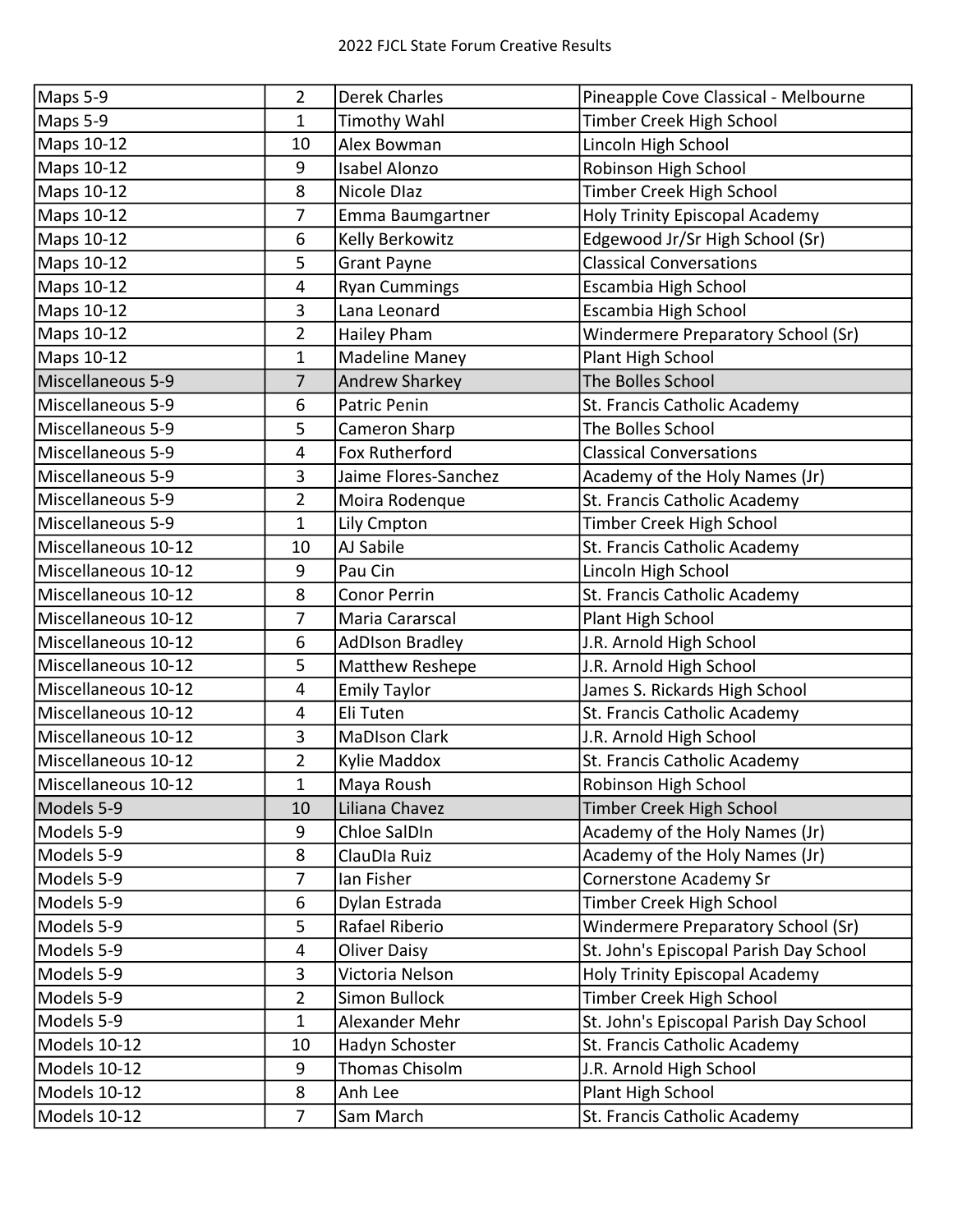| | | | |
|---|---|---|---|
| Maps 5-9 | 2 | Derek Charles | Pineapple Cove Classical - Melbourne |
| Maps 5-9 | 1 | Timothy Wahl | Timber Creek High School |
| Maps 10-12 | 10 | Alex Bowman | Lincoln High School |
| Maps 10-12 | 9 | Isabel Alonzo | Robinson High School |
| Maps 10-12 | 8 | Nicole DIaz | Timber Creek High School |
| Maps 10-12 | 7 | Emma Baumgartner | Holy Trinity Episcopal Academy |
| Maps 10-12 | 6 | Kelly Berkowitz | Edgewood Jr/Sr High School (Sr) |
| Maps 10-12 | 5 | Grant Payne | Classical Conversations |
| Maps 10-12 | 4 | Ryan Cummings | Escambia High School |
| Maps 10-12 | 3 | Lana Leonard | Escambia High School |
| Maps 10-12 | 2 | Hailey Pham | Windermere Preparatory School (Sr) |
| Maps 10-12 | 1 | Madeline Maney | Plant High School |
| Miscellaneous 5-9 | 7 | Andrew Sharkey | The Bolles School |
| Miscellaneous 5-9 | 6 | Patric Penin | St. Francis Catholic Academy |
| Miscellaneous 5-9 | 5 | Cameron Sharp | The Bolles School |
| Miscellaneous 5-9 | 4 | Fox Rutherford | Classical Conversations |
| Miscellaneous 5-9 | 3 | Jaime Flores-Sanchez | Academy of the Holy Names (Jr) |
| Miscellaneous 5-9 | 2 | Moira Rodenque | St. Francis Catholic Academy |
| Miscellaneous 5-9 | 1 | Lily Cmpton | Timber Creek High School |
| Miscellaneous 10-12 | 10 | AJ Sabile | St. Francis Catholic Academy |
| Miscellaneous 10-12 | 9 | Pau Cin | Lincoln High School |
| Miscellaneous 10-12 | 8 | Conor Perrin | St. Francis Catholic Academy |
| Miscellaneous 10-12 | 7 | Maria Cararscal | Plant High School |
| Miscellaneous 10-12 | 6 | AdDIson Bradley | J.R. Arnold High School |
| Miscellaneous 10-12 | 5 | Matthew Reshepe | J.R. Arnold High School |
| Miscellaneous 10-12 | 4 | Emily Taylor | James S. Rickards High School |
| Miscellaneous 10-12 | 4 | Eli Tuten | St. Francis Catholic Academy |
| Miscellaneous 10-12 | 3 | MaDIson Clark | J.R. Arnold High School |
| Miscellaneous 10-12 | 2 | Kylie Maddox | St. Francis Catholic Academy |
| Miscellaneous 10-12 | 1 | Maya Roush | Robinson High School |
| Models 5-9 | 10 | Liliana Chavez | Timber Creek High School |
| Models 5-9 | 9 | Chloe SalDIn | Academy of the Holy Names (Jr) |
| Models 5-9 | 8 | ClauDIa Ruiz | Academy of the Holy Names (Jr) |
| Models 5-9 | 7 | Ian Fisher | Cornerstone Academy Sr |
| Models 5-9 | 6 | Dylan Estrada | Timber Creek High School |
| Models 5-9 | 5 | Rafael Riberio | Windermere Preparatory School (Sr) |
| Models 5-9 | 4 | Oliver Daisy | St. John's Episcopal Parish Day School |
| Models 5-9 | 3 | Victoria Nelson | Holy Trinity Episcopal Academy |
| Models 5-9 | 2 | Simon Bullock | Timber Creek High School |
| Models 5-9 | 1 | Alexander Mehr | St. John's Episcopal Parish Day School |
| Models 10-12 | 10 | Hadyn Schoster | St. Francis Catholic Academy |
| Models 10-12 | 9 | Thomas Chisolm | J.R. Arnold High School |
| Models 10-12 | 8 | Anh Lee | Plant High School |
| Models 10-12 | 7 | Sam March | St. Francis Catholic Academy |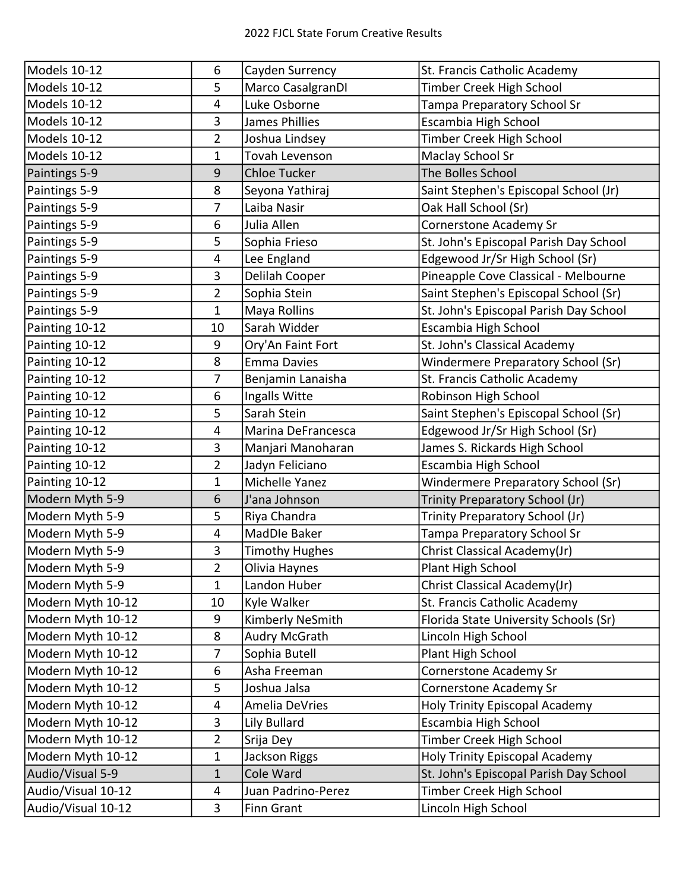| Models 10-12 | 6 | Cayden Surrency | St. Francis Catholic Academy |
|---|---|---|---|
| Models 10-12 | 5 | Marco CasalgranDI | Timber Creek High School |
| Models 10-12 | 4 | Luke Osborne | Tampa Preparatory School Sr |
| Models 10-12 | 3 | James Phillies | Escambia High School |
| Models 10-12 | 2 | Joshua Lindsey | Timber Creek High School |
| Models 10-12 | 1 | Tovah Levenson | Maclay School Sr |
| Paintings 5-9 | 9 | Chloe Tucker | The Bolles School |
| Paintings 5-9 | 8 | Seyona Yathiraj | Saint Stephen's Episcopal School (Jr) |
| Paintings 5-9 | 7 | Laiba Nasir | Oak Hall School (Sr) |
| Paintings 5-9 | 6 | Julia Allen | Cornerstone Academy Sr |
| Paintings 5-9 | 5 | Sophia Frieso | St. John's Episcopal Parish Day School |
| Paintings 5-9 | 4 | Lee England | Edgewood Jr/Sr High School (Sr) |
| Paintings 5-9 | 3 | Delilah Cooper | Pineapple Cove Classical - Melbourne |
| Paintings 5-9 | 2 | Sophia Stein | Saint Stephen's Episcopal School (Sr) |
| Paintings 5-9 | 1 | Maya Rollins | St. John's Episcopal Parish Day School |
| Painting 10-12 | 10 | Sarah Widder | Escambia High School |
| Painting 10-12 | 9 | Ory'An Faint Fort | St. John's Classical Academy |
| Painting 10-12 | 8 | Emma Davies | Windermere Preparatory School (Sr) |
| Painting 10-12 | 7 | Benjamin Lanaisha | St. Francis Catholic Academy |
| Painting 10-12 | 6 | Ingalls Witte | Robinson High School |
| Painting 10-12 | 5 | Sarah Stein | Saint Stephen's Episcopal School (Sr) |
| Painting 10-12 | 4 | Marina DeFrancesca | Edgewood Jr/Sr High School (Sr) |
| Painting 10-12 | 3 | Manjari Manoharan | James S. Rickards High School |
| Painting 10-12 | 2 | Jadyn Feliciano | Escambia High School |
| Painting 10-12 | 1 | Michelle Yanez | Windermere Preparatory School (Sr) |
| Modern Myth 5-9 | 6 | J'ana Johnson | Trinity Preparatory School (Jr) |
| Modern Myth 5-9 | 5 | Riya Chandra | Trinity Preparatory School (Jr) |
| Modern Myth 5-9 | 4 | MadDIe Baker | Tampa Preparatory School Sr |
| Modern Myth 5-9 | 3 | Timothy Hughes | Christ Classical Academy(Jr) |
| Modern Myth 5-9 | 2 | Olivia Haynes | Plant High School |
| Modern Myth 5-9 | 1 | Landon Huber | Christ Classical Academy(Jr) |
| Modern Myth 10-12 | 10 | Kyle Walker | St. Francis Catholic Academy |
| Modern Myth 10-12 | 9 | Kimberly NeSmith | Florida State University Schools (Sr) |
| Modern Myth 10-12 | 8 | Audry McGrath | Lincoln High School |
| Modern Myth 10-12 | 7 | Sophia Butell | Plant High School |
| Modern Myth 10-12 | 6 | Asha Freeman | Cornerstone Academy Sr |
| Modern Myth 10-12 | 5 | Joshua Jalsa | Cornerstone Academy Sr |
| Modern Myth 10-12 | 4 | Amelia DeVries | Holy Trinity Episcopal Academy |
| Modern Myth 10-12 | 3 | Lily Bullard | Escambia High School |
| Modern Myth 10-12 | 2 | Srija Dey | Timber Creek High School |
| Modern Myth 10-12 | 1 | Jackson Riggs | Holy Trinity Episcopal Academy |
| Audio/Visual 5-9 | 1 | Cole Ward | St. John's Episcopal Parish Day School |
| Audio/Visual 10-12 | 4 | Juan Padrino-Perez | Timber Creek High School |
| Audio/Visual 10-12 | 3 | Finn Grant | Lincoln High School |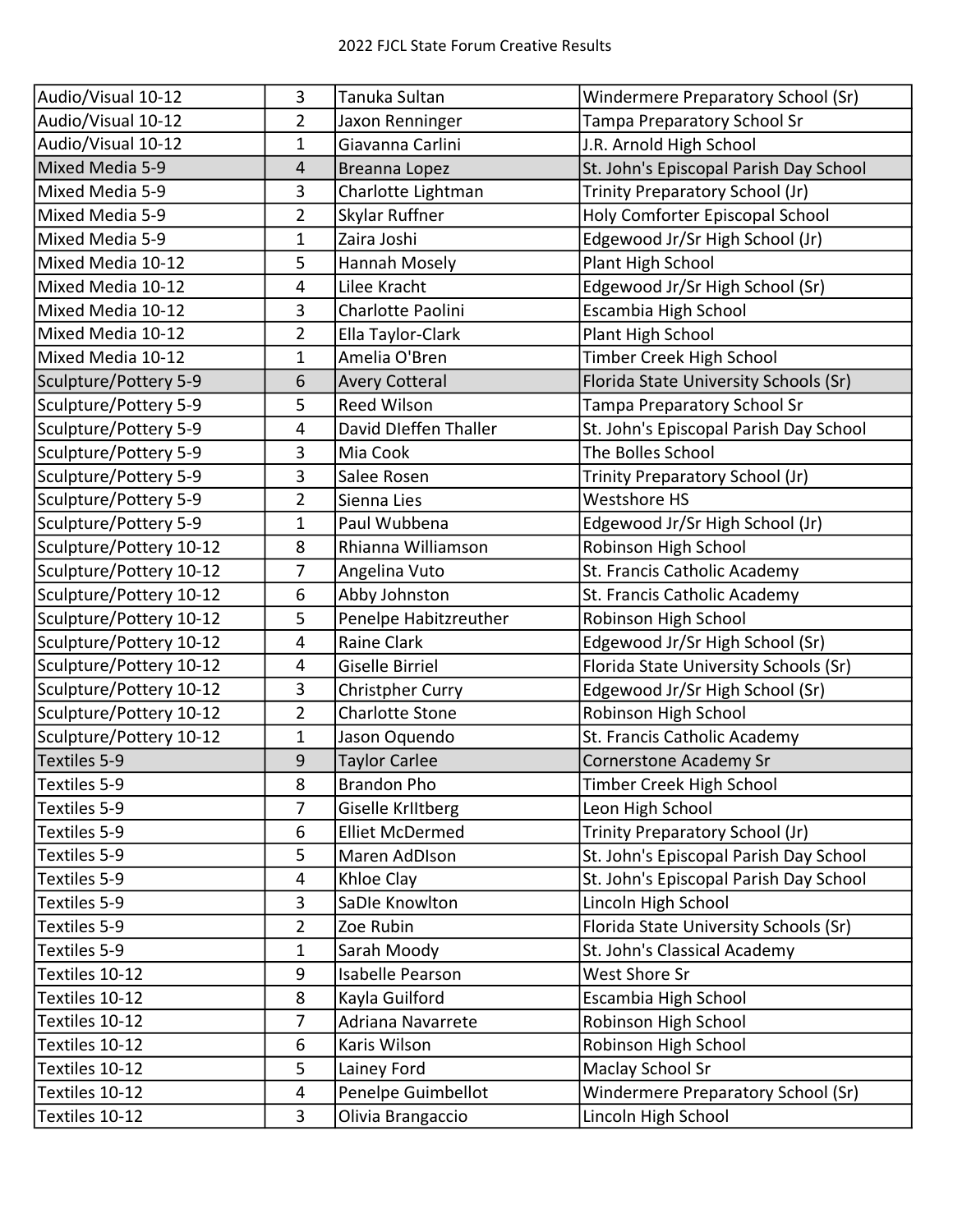2022 FJCL State Forum Creative Results

| | | | |
|---|---|---|---|
| Audio/Visual 10-12 | 3 | Tanuka Sultan | Windermere Preparatory School (Sr) |
| Audio/Visual 10-12 | 2 | Jaxon Renninger | Tampa Preparatory School Sr |
| Audio/Visual 10-12 | 1 | Giavanna Carlini | J.R. Arnold High School |
| Mixed Media 5-9 | 4 | Breanna Lopez | St. John's Episcopal Parish Day School |
| Mixed Media 5-9 | 3 | Charlotte Lightman | Trinity Preparatory School (Jr) |
| Mixed Media 5-9 | 2 | Skylar Ruffner | Holy Comforter Episcopal School |
| Mixed Media 5-9 | 1 | Zaira Joshi | Edgewood Jr/Sr High School (Jr) |
| Mixed Media 10-12 | 5 | Hannah Mosely | Plant High School |
| Mixed Media 10-12 | 4 | Lilee Kracht | Edgewood Jr/Sr High School (Sr) |
| Mixed Media 10-12 | 3 | Charlotte Paolini | Escambia High School |
| Mixed Media 10-12 | 2 | Ella Taylor-Clark | Plant High School |
| Mixed Media 10-12 | 1 | Amelia O'Bren | Timber Creek High School |
| Sculpture/Pottery 5-9 | 6 | Avery Cotteral | Florida State University Schools (Sr) |
| Sculpture/Pottery 5-9 | 5 | Reed Wilson | Tampa Preparatory School Sr |
| Sculpture/Pottery 5-9 | 4 | David DIeffen Thaller | St. John's Episcopal Parish Day School |
| Sculpture/Pottery 5-9 | 3 | Mia Cook | The Bolles School |
| Sculpture/Pottery 5-9 | 3 | Salee Rosen | Trinity Preparatory School (Jr) |
| Sculpture/Pottery 5-9 | 2 | Sienna Lies | Westshore HS |
| Sculpture/Pottery 5-9 | 1 | Paul Wubbena | Edgewood Jr/Sr High School (Jr) |
| Sculpture/Pottery 10-12 | 8 | Rhianna Williamson | Robinson High School |
| Sculpture/Pottery 10-12 | 7 | Angelina Vuto | St. Francis Catholic Academy |
| Sculpture/Pottery 10-12 | 6 | Abby Johnston | St. Francis Catholic Academy |
| Sculpture/Pottery 10-12 | 5 | Penelpe Habitzreuther | Robinson High School |
| Sculpture/Pottery 10-12 | 4 | Raine Clark | Edgewood Jr/Sr High School (Sr) |
| Sculpture/Pottery 10-12 | 4 | Giselle Birriel | Florida State University Schools (Sr) |
| Sculpture/Pottery 10-12 | 3 | Christpher Curry | Edgewood Jr/Sr High School (Sr) |
| Sculpture/Pottery 10-12 | 2 | Charlotte Stone | Robinson High School |
| Sculpture/Pottery 10-12 | 1 | Jason Oquendo | St. Francis Catholic Academy |
| Textiles 5-9 | 9 | Taylor Carlee | Cornerstone Academy Sr |
| Textiles 5-9 | 8 | Brandon Pho | Timber Creek High School |
| Textiles 5-9 | 7 | Giselle KrIItberg | Leon High School |
| Textiles 5-9 | 6 | Elliet McDermed | Trinity Preparatory School (Jr) |
| Textiles 5-9 | 5 | Maren AdDIson | St. John's Episcopal Parish Day School |
| Textiles 5-9 | 4 | Khloe Clay | St. John's Episcopal Parish Day School |
| Textiles 5-9 | 3 | SaDIe Knowlton | Lincoln High School |
| Textiles 5-9 | 2 | Zoe Rubin | Florida State University Schools (Sr) |
| Textiles 5-9 | 1 | Sarah Moody | St. John's Classical Academy |
| Textiles 10-12 | 9 | Isabelle Pearson | West Shore Sr |
| Textiles 10-12 | 8 | Kayla Guilford | Escambia High School |
| Textiles 10-12 | 7 | Adriana Navarrete | Robinson High School |
| Textiles 10-12 | 6 | Karis Wilson | Robinson High School |
| Textiles 10-12 | 5 | Lainey Ford | Maclay School Sr |
| Textiles 10-12 | 4 | Penelpe Guimbellot | Windermere Preparatory School (Sr) |
| Textiles 10-12 | 3 | Olivia Brangaccio | Lincoln High School |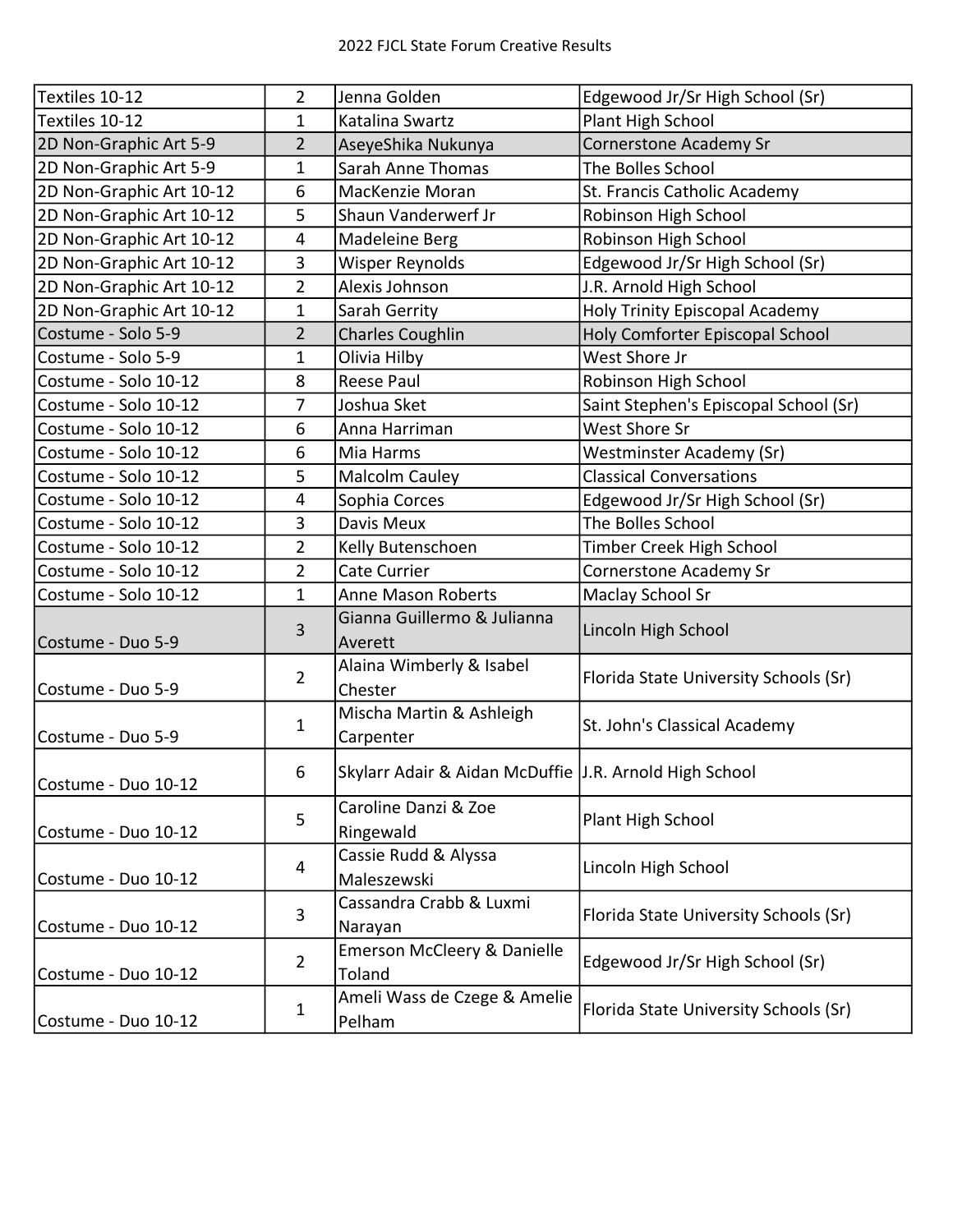| | | | |
|---|---|---|---|
| Textiles 10-12 | 2 | Jenna Golden | Edgewood Jr/Sr High School (Sr) |
| Textiles 10-12 | 1 | Katalina Swartz | Plant High School |
| 2D Non-Graphic Art 5-9 | 2 | AseyeShika Nukunya | Cornerstone Academy Sr |
| 2D Non-Graphic Art 5-9 | 1 | Sarah Anne Thomas | The Bolles School |
| 2D Non-Graphic Art 10-12 | 6 | MacKenzie Moran | St. Francis Catholic Academy |
| 2D Non-Graphic Art 10-12 | 5 | Shaun Vanderwerf Jr | Robinson High School |
| 2D Non-Graphic Art 10-12 | 4 | Madeleine Berg | Robinson High School |
| 2D Non-Graphic Art 10-12 | 3 | Wisper Reynolds | Edgewood Jr/Sr High School (Sr) |
| 2D Non-Graphic Art 10-12 | 2 | Alexis Johnson | J.R. Arnold High School |
| 2D Non-Graphic Art 10-12 | 1 | Sarah Gerrity | Holy Trinity Episcopal Academy |
| Costume - Solo 5-9 | 2 | Charles Coughlin | Holy Comforter Episcopal School |
| Costume - Solo 5-9 | 1 | Olivia Hilby | West Shore Jr |
| Costume - Solo 10-12 | 8 | Reese Paul | Robinson High School |
| Costume - Solo 10-12 | 7 | Joshua Sket | Saint Stephen's Episcopal School (Sr) |
| Costume - Solo 10-12 | 6 | Anna Harriman | West Shore Sr |
| Costume - Solo 10-12 | 6 | Mia Harms | Westminster Academy (Sr) |
| Costume - Solo 10-12 | 5 | Malcolm Cauley | Classical Conversations |
| Costume - Solo 10-12 | 4 | Sophia Corces | Edgewood Jr/Sr High School (Sr) |
| Costume - Solo 10-12 | 3 | Davis Meux | The Bolles School |
| Costume - Solo 10-12 | 2 | Kelly Butenschoen | Timber Creek High School |
| Costume - Solo 10-12 | 2 | Cate Currier | Cornerstone Academy Sr |
| Costume - Solo 10-12 | 1 | Anne Mason Roberts | Maclay School Sr |
| Costume - Duo 5-9 | 3 | Gianna Guillermo & Julianna Averett | Lincoln High School |
| Costume - Duo 5-9 | 2 | Alaina Wimberly & Isabel Chester | Florida State University Schools (Sr) |
| Costume - Duo 5-9 | 1 | Mischa Martin & Ashleigh Carpenter | St. John's Classical Academy |
| Costume - Duo 10-12 | 6 | Skylarr Adair & Aidan McDuffie | J.R. Arnold High School |
| Costume - Duo 10-12 | 5 | Caroline Danzi & Zoe Ringewald | Plant High School |
| Costume - Duo 10-12 | 4 | Cassie Rudd & Alyssa Maleszewski | Lincoln High School |
| Costume - Duo 10-12 | 3 | Cassandra Crabb & Luxmi Narayan | Florida State University Schools (Sr) |
| Costume - Duo 10-12 | 2 | Emerson McCleery & Danielle Toland | Edgewood Jr/Sr High School (Sr) |
| Costume - Duo 10-12 | 1 | Ameli Wass de Czege & Amelie Pelham | Florida State University Schools (Sr) |